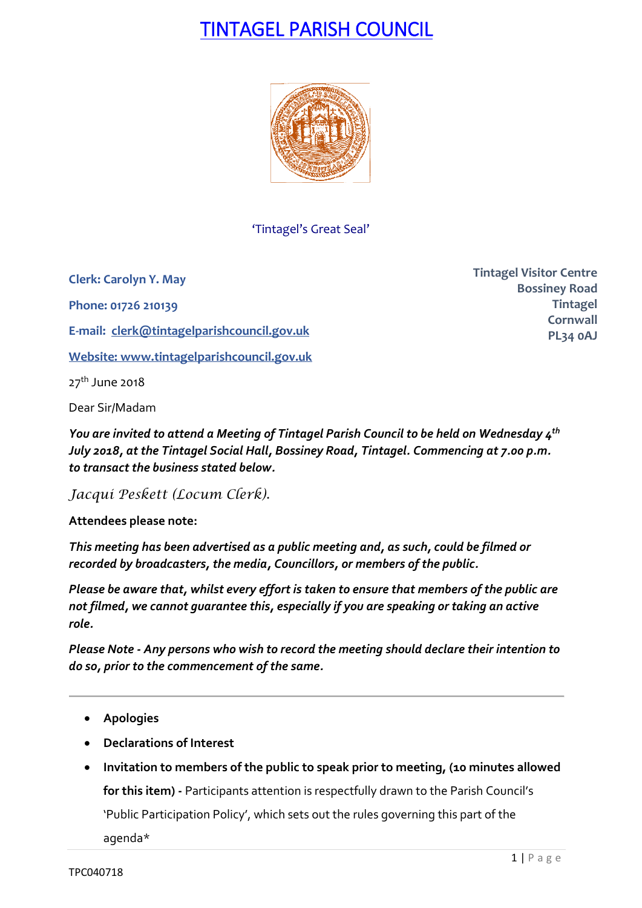# TINTAGEL PARISH COUNCIL

'Tintagel's Great Seal'

**Clerk: Carolyn Y. May**

**Phone: 01726 210139**

**E-mail: clerk@tintagelparishcouncil.gov.uk**

**Website: www.tintagelparishcouncil.gov.uk**

**Tintagel Visitor Centre**
**Bossiney Road**
**Tintagel**
**Cornwall**
**PL34 0AJ**

27th June 2018

Dear Sir/Madam

***You are invited to attend a Meeting of Tintagel Parish Council to be held on Wednesday 4th July 2018, at the Tintagel Social Hall, Bossiney Road, Tintagel. Commencing at 7.00 p.m. to transact the business stated below.***

*Jacqui Peskett (Locum Clerk).*

**Attendees please note:**

***This meeting has been advertised as a public meeting and, as such, could be filmed or recorded by broadcasters, the media, Councillors, or members of the public.***

***Please be aware that, whilst every effort is taken to ensure that members of the public are not filmed, we cannot guarantee this, especially if you are speaking or taking an active role.***

***Please Note - Any persons who wish to record the meeting should declare their intention to do so, prior to the commencement of the same.***

---

- **Apologies**
- **Declarations of Interest**
- **Invitation to members of the public to speak prior to meeting, (10 minutes allowed for this item) -** Participants attention is respectfully drawn to the Parish Council's 'Public Participation Policy', which sets out the rules governing this part of the agenda*

TPC040718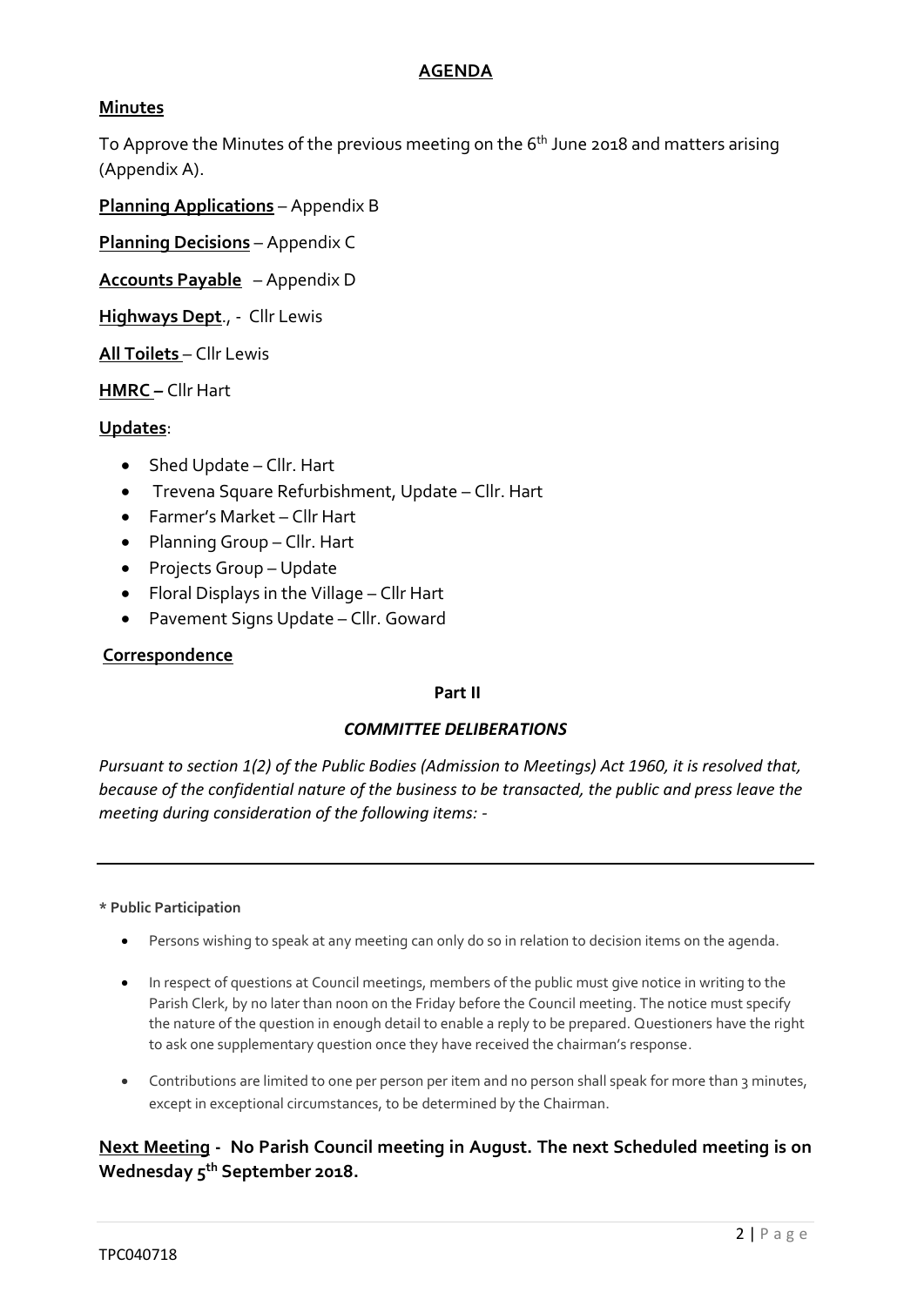## AGENDA

**Minutes**

To Approve the Minutes of the previous meeting on the 6th June 2018 and matters arising (Appendix A).

**Planning Applications** – Appendix B

**Planning Decisions** – Appendix C

**Accounts Payable** – Appendix D

**Highways Dept**., - Cllr Lewis

**All Toilets** – Cllr Lewis

**HMRC –** Cllr Hart

**Updates**:

- Shed Update – Cllr. Hart
- Trevena Square Refurbishment, Update – Cllr. Hart
- Farmer's Market – Cllr Hart
- Planning Group – Cllr. Hart
- Projects Group – Update
- Floral Displays in the Village – Cllr Hart
- Pavement Signs Update – Cllr. Goward

**Correspondence**

**Part II**

***COMMITTEE DELIBERATIONS***

*Pursuant to section 1(2) of the Public Bodies (Admission to Meetings) Act 1960, it is resolved that, because of the confidential nature of the business to be transacted, the public and press leave the meeting during consideration of the following items: -*

---

**\* Public Participation**

- Persons wishing to speak at any meeting can only do so in relation to decision items on the agenda.
- In respect of questions at Council meetings, members of the public must give notice in writing to the Parish Clerk, by no later than noon on the Friday before the Council meeting. The notice must specify the nature of the question in enough detail to enable a reply to be prepared. Questioners have the right to ask one supplementary question once they have received the chairman's response.
- Contributions are limited to one per person per item and no person shall speak for more than 3 minutes, except in exceptional circumstances, to be determined by the Chairman.

**Next Meeting - No Parish Council meeting in August. The next Scheduled meeting is on Wednesday 5th September 2018.**

TPC040718